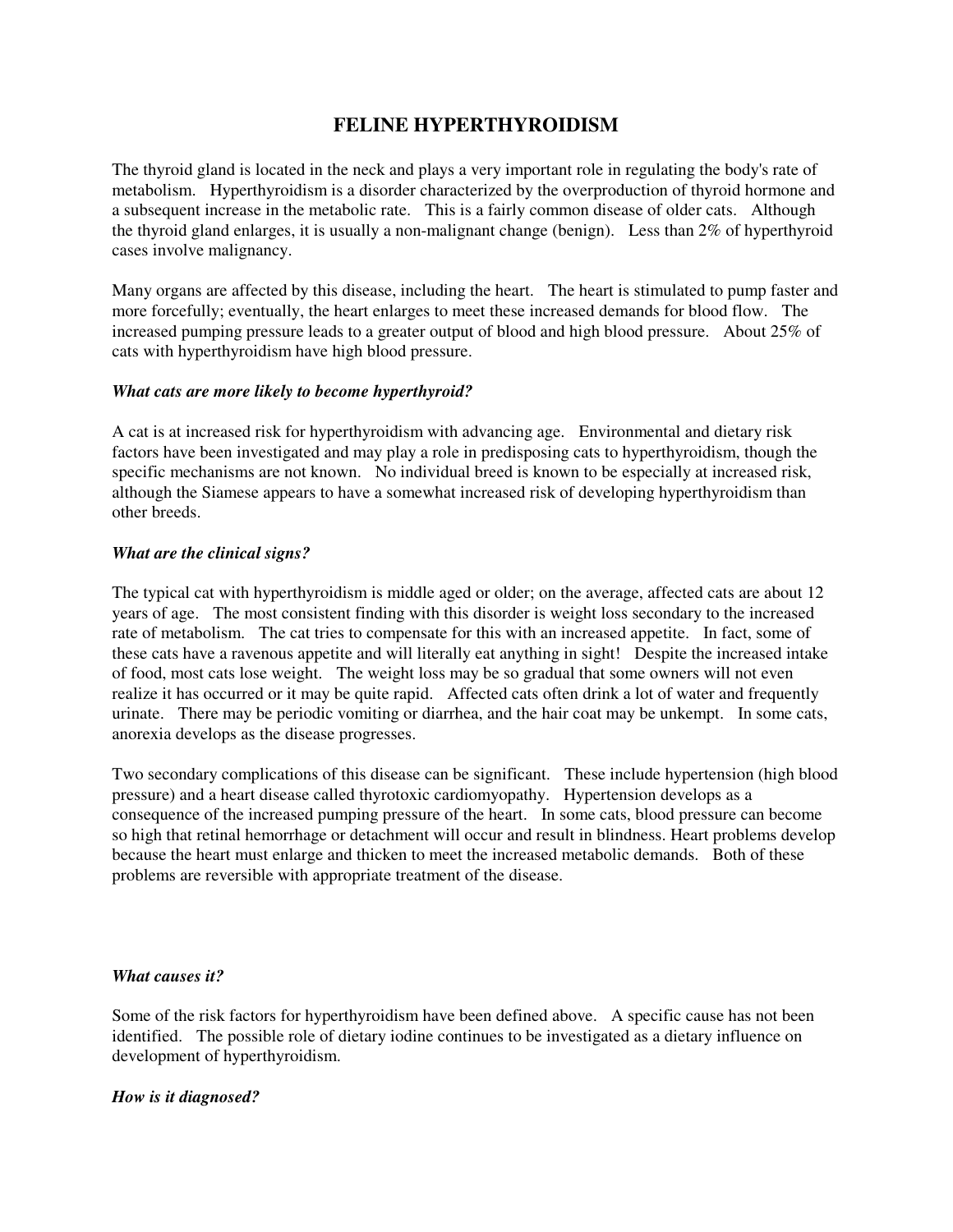# FELINE HYPERTHYROIDISM

The thyroid gland is located in the neck and plays a very important role in regulating the body's rate of metabolism. Hyperthyroidism is a disorder characterized by the overproduction of thyroid hormone and a subsequent increase in the metabolic rate. This is a fairly common disease of older cats. Although the thyroid gland enlarges, it is usually a non-malignant change (benign). Less than 2% of hyperthyroid cases involve malignancy.

Many organs are affected by this disease, including the heart. The heart is stimulated to pump faster and more forcefully; eventually, the heart enlarges to meet these increased demands for blood flow. The increased pumping pressure leads to a greater output of blood and high blood pressure. About 25% of cats with hyperthyroidism have high blood pressure.

### *What cats are more likely to become hyperthyroid?*

A cat is at increased risk for hyperthyroidism with advancing age. Environmental and dietary risk factors have been investigated and may play a role in predisposing cats to hyperthyroidism, though the specific mechanisms are not known. No individual breed is known to be especially at increased risk, although the Siamese appears to have a somewhat increased risk of developing hyperthyroidism than other breeds.

### *What are the clinical signs?*

The typical cat with hyperthyroidism is middle aged or older; on the average, affected cats are about 12 years of age. The most consistent finding with this disorder is weight loss secondary to the increased rate of metabolism. The cat tries to compensate for this with an increased appetite. In fact, some of these cats have a ravenous appetite and will literally eat anything in sight! Despite the increased intake of food, most cats lose weight. The weight loss may be so gradual that some owners will not even realize it has occurred or it may be quite rapid. Affected cats often drink a lot of water and frequently urinate. There may be periodic vomiting or diarrhea, and the hair coat may be unkempt. In some cats, anorexia develops as the disease progresses.

Two secondary complications of this disease can be significant. These include hypertension (high blood pressure) and a heart disease called thyrotoxic cardiomyopathy. Hypertension develops as a consequence of the increased pumping pressure of the heart. In some cats, blood pressure can become so high that retinal hemorrhage or detachment will occur and result in blindness. Heart problems develop because the heart must enlarge and thicken to meet the increased metabolic demands. Both of these problems are reversible with appropriate treatment of the disease.

### *What causes it?*

Some of the risk factors for hyperthyroidism have been defined above. A specific cause has not been identified. The possible role of dietary iodine continues to be investigated as a dietary influence on development of hyperthyroidism.

### *How is it diagnosed?*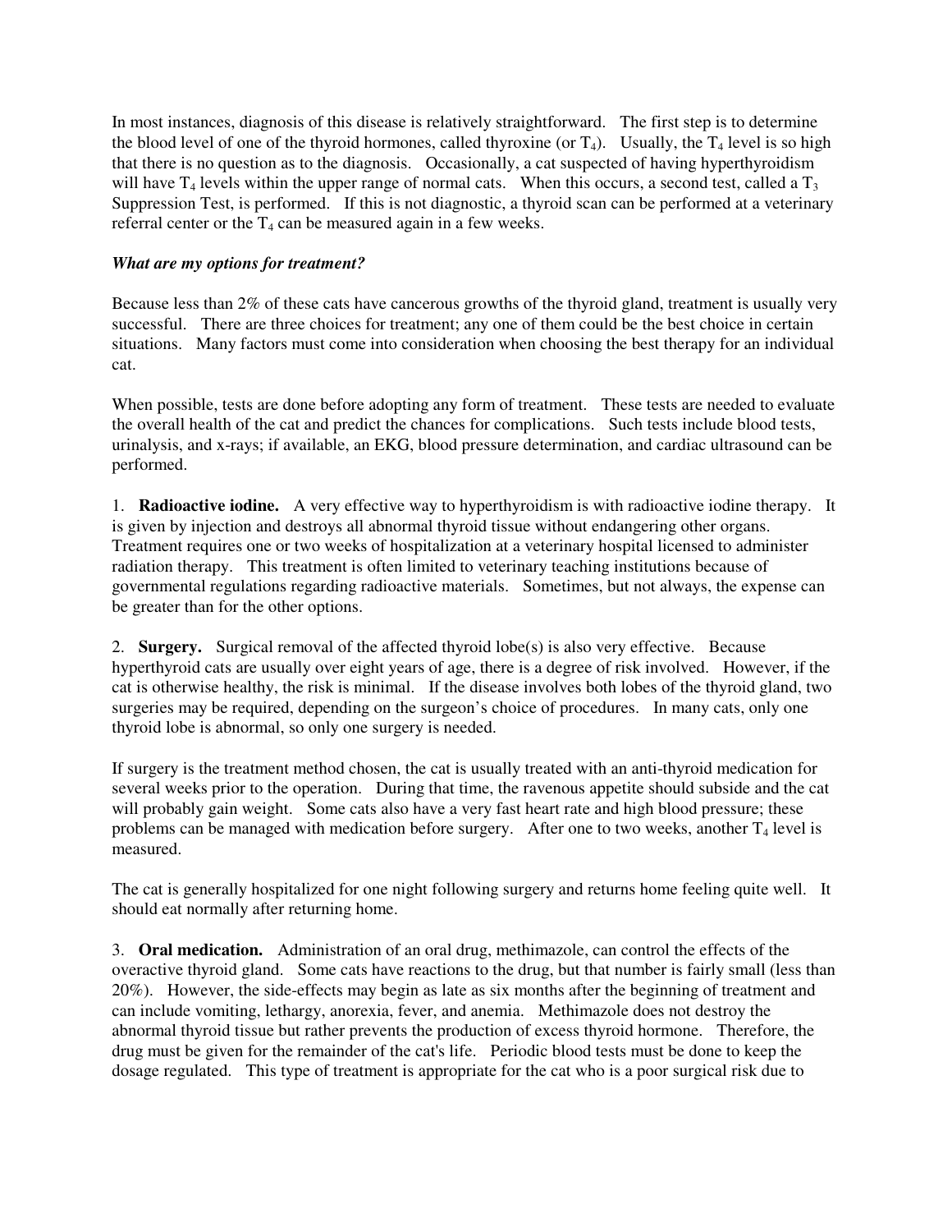In most instances, diagnosis of this disease is relatively straightforward. The first step is to determine the blood level of one of the thyroid hormones, called thyroxine (or $T_4$). Usually, the $T_4$ level is so high that there is no question as to the diagnosis. Occasionally, a cat suspected of having hyperthyroidism will have $T_4$ levels within the upper range of normal cats. When this occurs, a second test, called a $T_3$ Suppression Test, is performed. If this is not diagnostic, a thyroid scan can be performed at a veterinary referral center or the $T_4$ can be measured again in a few weeks.

***What are my options for treatment?***

Because less than 2% of these cats have cancerous growths of the thyroid gland, treatment is usually very successful. There are three choices for treatment; any one of them could be the best choice in certain situations. Many factors must come into consideration when choosing the best therapy for an individual cat.

When possible, tests are done before adopting any form of treatment. These tests are needed to evaluate the overall health of the cat and predict the chances for complications. Such tests include blood tests, urinalysis, and x-rays; if available, an EKG, blood pressure determination, and cardiac ultrasound can be performed.

1. **Radioactive iodine.** A very effective way to hyperthyroidism is with radioactive iodine therapy. It is given by injection and destroys all abnormal thyroid tissue without endangering other organs. Treatment requires one or two weeks of hospitalization at a veterinary hospital licensed to administer radiation therapy. This treatment is often limited to veterinary teaching institutions because of governmental regulations regarding radioactive materials. Sometimes, but not always, the expense can be greater than for the other options.

2. **Surgery.** Surgical removal of the affected thyroid lobe(s) is also very effective. Because hyperthyroid cats are usually over eight years of age, there is a degree of risk involved. However, if the cat is otherwise healthy, the risk is minimal. If the disease involves both lobes of the thyroid gland, two surgeries may be required, depending on the surgeon's choice of procedures. In many cats, only one thyroid lobe is abnormal, so only one surgery is needed.

If surgery is the treatment method chosen, the cat is usually treated with an anti-thyroid medication for several weeks prior to the operation. During that time, the ravenous appetite should subside and the cat will probably gain weight. Some cats also have a very fast heart rate and high blood pressure; these problems can be managed with medication before surgery. After one to two weeks, another $T_4$ level is measured.

The cat is generally hospitalized for one night following surgery and returns home feeling quite well. It should eat normally after returning home.

3. **Oral medication.** Administration of an oral drug, methimazole, can control the effects of the overactive thyroid gland. Some cats have reactions to the drug, but that number is fairly small (less than 20%). However, the side-effects may begin as late as six months after the beginning of treatment and can include vomiting, lethargy, anorexia, fever, and anemia. Methimazole does not destroy the abnormal thyroid tissue but rather prevents the production of excess thyroid hormone. Therefore, the drug must be given for the remainder of the cat's life. Periodic blood tests must be done to keep the dosage regulated. This type of treatment is appropriate for the cat who is a poor surgical risk due to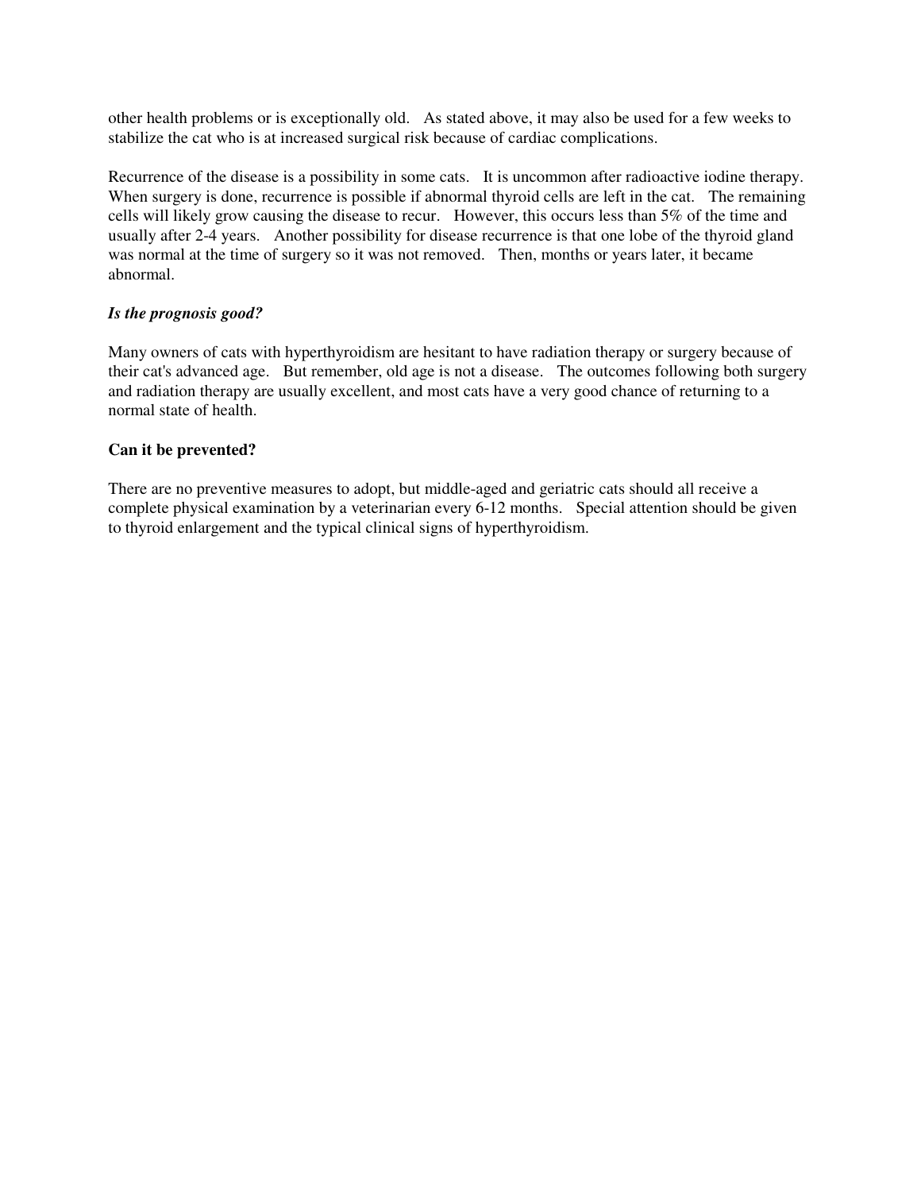other health problems or is exceptionally old. As stated above, it may also be used for a few weeks to stabilize the cat who is at increased surgical risk because of cardiac complications.

Recurrence of the disease is a possibility in some cats. It is uncommon after radioactive iodine therapy. When surgery is done, recurrence is possible if abnormal thyroid cells are left in the cat. The remaining cells will likely grow causing the disease to recur. However, this occurs less than 5% of the time and usually after 2-4 years. Another possibility for disease recurrence is that one lobe of the thyroid gland was normal at the time of surgery so it was not removed. Then, months or years later, it became abnormal.

***Is the prognosis good?***

Many owners of cats with hyperthyroidism are hesitant to have radiation therapy or surgery because of their cat's advanced age. But remember, old age is not a disease. The outcomes following both surgery and radiation therapy are usually excellent, and most cats have a very good chance of returning to a normal state of health.

**Can it be prevented?**

There are no preventive measures to adopt, but middle-aged and geriatric cats should all receive a complete physical examination by a veterinarian every 6-12 months. Special attention should be given to thyroid enlargement and the typical clinical signs of hyperthyroidism.